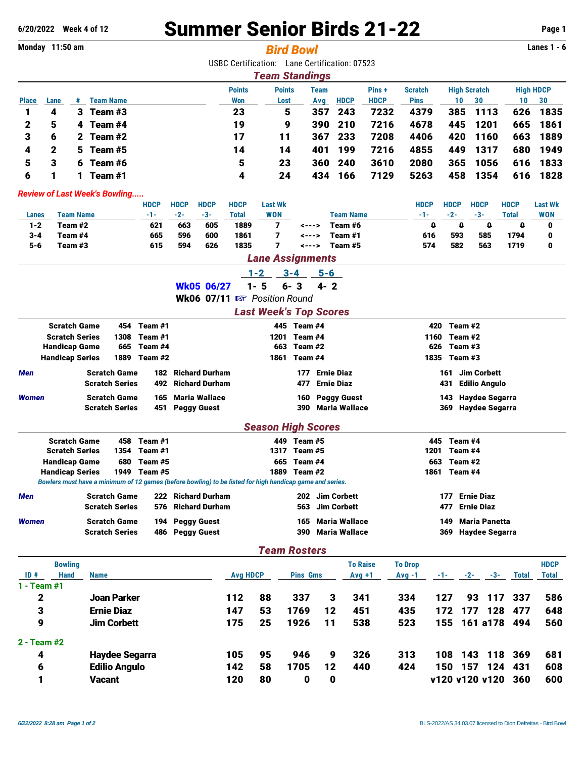6/20/2022 Week 4 of 12

# Summer Senior Birds 21-22

Monday 11:50 am

## *Bird Bowl*

Lanes 1 - 6

USBC Certification: Lane Certification: 07523

### *Team Standings*

| Place | Lane | # | Team Name | Points Won | Points Lost | Team Avg | HDCP | Pins + HDCP | Scratch Pins | High Scratch 10 | High Scratch 30 | High HDCP 10 | High HDCP 30 |
|---|---|---|---|---|---|---|---|---|---|---|---|---|---|
| 1 | 4 | 3 | Team #3 | 23 | 5 | 357 | 243 | 7232 | 4379 | 385 | 1113 | 626 | 1835 |
| 2 | 5 | 4 | Team #4 | 19 | 9 | 390 | 210 | 7216 | 4678 | 445 | 1201 | 665 | 1861 |
| 3 | 6 | 2 | Team #2 | 17 | 11 | 367 | 233 | 7208 | 4406 | 420 | 1160 | 663 | 1889 |
| 4 | 2 | 5 | Team #5 | 14 | 14 | 401 | 199 | 7216 | 4855 | 449 | 1317 | 680 | 1949 |
| 5 | 3 | 6 | Team #6 | 5 | 23 | 360 | 240 | 3610 | 2080 | 365 | 1056 | 616 | 1833 |
| 6 | 1 | 1 | Team #1 | 4 | 24 | 434 | 166 | 7129 | 5263 | 458 | 1354 | 616 | 1828 |

*Review of Last Week's Bowling.....*

| Lanes | Team Name | HDCP -1- | HDCP -2- | HDCP -3- | HDCP Total | Last Wk WON | | Team Name | HDCP -1- | HDCP -2- | HDCP -3- | HDCP Total | Last Wk WON |
|---|---|---|---|---|---|---|---|---|---|---|---|---|---|
| 1-2 | Team #2 | 621 | 663 | 605 | 1889 | 7 | <---> | Team #6 | 0 | 0 | 0 | 0 | 0 |
| 3-4 | Team #4 | 665 | 596 | 600 | 1861 | 7 | <---> | Team #1 | 616 | 593 | 585 | 1794 | 0 |
| 5-6 | Team #3 | 615 | 594 | 626 | 1835 | 7 | <---> | Team #5 | 574 | 582 | 563 | 1719 | 0 |

### *Lane Assignments*

| | 1-2 | 3-4 | 5-6 |
|---|---|---|---|
| Wk05 06/27 | 1- 5 | 6- 3 | 4- 2 |
| Wk06 07/11 | ☞ *Position Round* | | |

### *Last Week's Top Scores*

| | | | | | | |
|---|---|---|---|---|---|---|
| Scratch Game | 454 | Team #1 | 445 | Team #4 | 420 | Team #2 |
| Scratch Series | 1308 | Team #1 | 1201 | Team #4 | 1160 | Team #2 |
| Handicap Game | 665 | Team #4 | 663 | Team #2 | 626 | Team #3 |
| Handicap Series | 1889 | Team #2 | 1861 | Team #4 | 1835 | Team #3 |

| | | | | | | | |
|---|---|---|---|---|---|---|---|
| *Men* | Scratch Game | 182 | Richard Durham | 177 | Ernie Diaz | 161 | Jim Corbett |
| | Scratch Series | 492 | Richard Durham | 477 | Ernie Diaz | 431 | Edilio Angulo |
| *Women* | Scratch Game | 165 | Maria Wallace | 160 | Peggy Guest | 143 | Haydee Segarra |
| | Scratch Series | 451 | Peggy Guest | 390 | Maria Wallace | 369 | Haydee Segarra |

### *Season High Scores*

| | | | | | | |
|---|---|---|---|---|---|---|
| Scratch Game | 458 | Team #1 | 449 | Team #5 | 445 | Team #4 |
| Scratch Series | 1354 | Team #1 | 1317 | Team #5 | 1201 | Team #4 |
| Handicap Game | 680 | Team #5 | 665 | Team #4 | 663 | Team #2 |
| Handicap Series | 1949 | Team #5 | 1889 | Team #2 | 1861 | Team #4 |

*Bowlers must have a minimum of 12 games (before bowling) to be listed for high handicap game and series.*

| | | | | | | | |
|---|---|---|---|---|---|---|---|
| *Men* | Scratch Game | 222 | Richard Durham | 202 | Jim Corbett | 177 | Ernie Diaz |
| | Scratch Series | 576 | Richard Durham | 563 | Jim Corbett | 477 | Ernie Diaz |
| *Women* | Scratch Game | 194 | Peggy Guest | 165 | Maria Wallace | 149 | Maria Panetta |
| | Scratch Series | 486 | Peggy Guest | 390 | Maria Wallace | 369 | Haydee Segarra |

### *Team Rosters*

| ID # | Bowling Hand | Name | Avg | HDCP | Pins | Gms | To Raise Avg +1 | To Drop Avg -1 | -1- | -2- | -3- | Total | HDCP Total |
|---|---|---|---|---|---|---|---|---|---|---|---|---|---|
| **1 - Team #1** | | | | | | | | | | | | | |
| 2 | | Joan Parker | 112 | 88 | 337 | 3 | 341 | 334 | 127 | 93 | 117 | 337 | 586 |
| 3 | | Ernie Diaz | 147 | 53 | 1769 | 12 | 451 | 435 | 172 | 177 | 128 | 477 | 648 |
| 9 | | Jim Corbett | 175 | 25 | 1926 | 11 | 538 | 523 | 155 | 161 | a178 | 494 | 560 |
| **2 - Team #2** | | | | | | | | | | | | | |
| 4 | | Haydee Segarra | 105 | 95 | 946 | 9 | 326 | 313 | 108 | 143 | 118 | 369 | 681 |
| 6 | | Edilio Angulo | 142 | 58 | 1705 | 12 | 440 | 424 | 150 | 157 | 124 | 431 | 608 |
| 1 | | Vacant | 120 | 80 | 0 | 0 | | | v120 | v120 | v120 | 360 | 600 |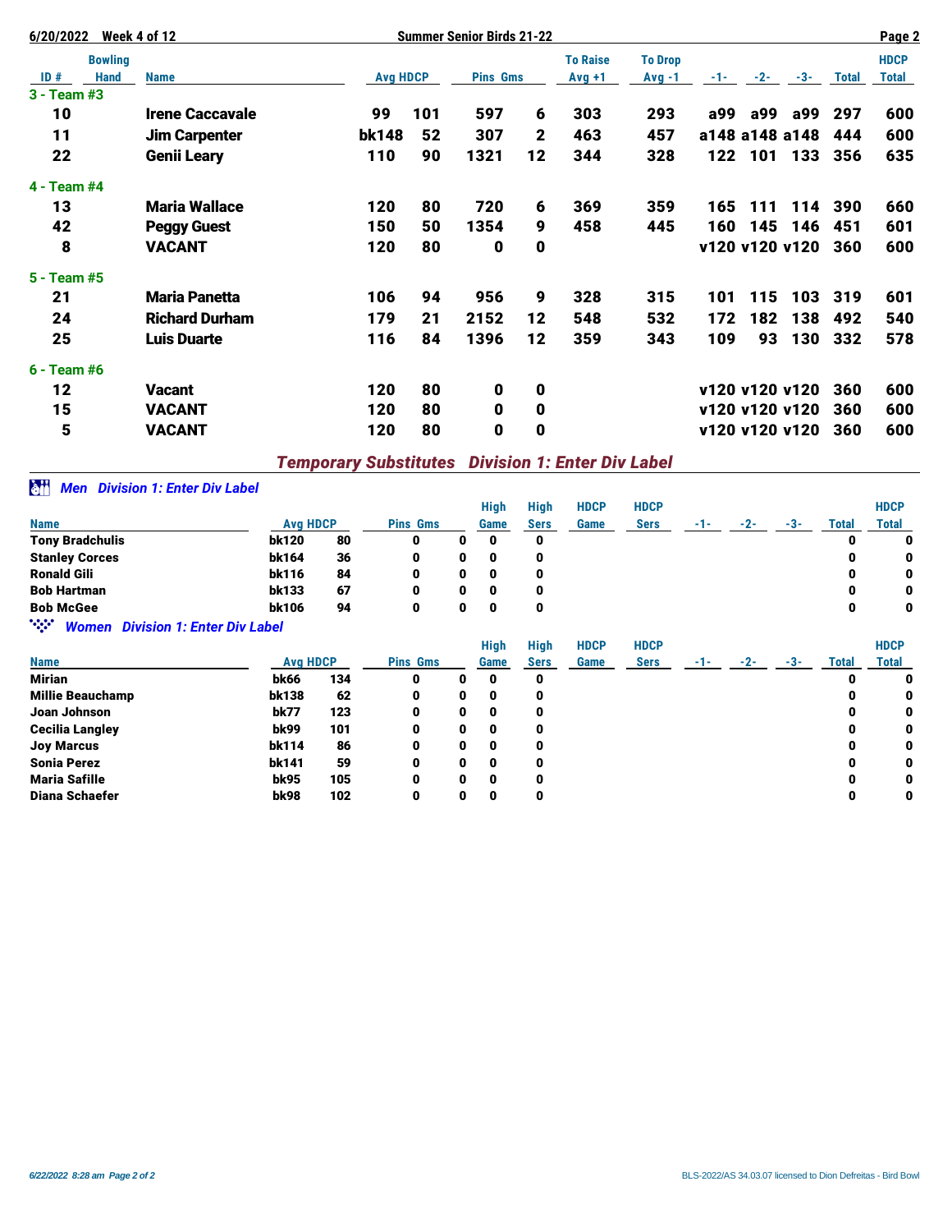| ID # | Bowling Hand | Name | Avg | HDCP | Pins | Gms | To Raise Avg +1 | To Drop Avg -1 | -1- | -2- | -3- | Total | HDCP Total |
|---|---|---|---|---|---|---|---|---|---|---|---|---|---|
| **3 - Team #3** | | | | | | | | | | | | | |
| 10 | | **Irene Caccavale** | 99 | 101 | 597 | 6 | 303 | 293 | a99 | a99 | a99 | 297 | 600 |
| 11 | | **Jim Carpenter** | bk148 | 52 | 307 | 2 | 463 | 457 | a148 | a148 | a148 | 444 | 600 |
| 22 | | **Genii Leary** | 110 | 90 | 1321 | 12 | 344 | 328 | 122 | 101 | 133 | 356 | 635 |
| **4 - Team #4** | | | | | | | | | | | | | |
| 13 | | **Maria Wallace** | 120 | 80 | 720 | 6 | 369 | 359 | 165 | 111 | 114 | 390 | 660 |
| 42 | | **Peggy Guest** | 150 | 50 | 1354 | 9 | 458 | 445 | 160 | 145 | 146 | 451 | 601 |
| 8 | | **VACANT** | 120 | 80 | 0 | 0 | | | v120 | v120 | v120 | 360 | 600 |
| **5 - Team #5** | | | | | | | | | | | | | |
| 21 | | **Maria Panetta** | 106 | 94 | 956 | 9 | 328 | 315 | 101 | 115 | 103 | 319 | 601 |
| 24 | | **Richard Durham** | 179 | 21 | 2152 | 12 | 548 | 532 | 172 | 182 | 138 | 492 | 540 |
| 25 | | **Luis Duarte** | 116 | 84 | 1396 | 12 | 359 | 343 | 109 | 93 | 130 | 332 | 578 |
| **6 - Team #6** | | | | | | | | | | | | | |
| 12 | | **Vacant** | 120 | 80 | 0 | 0 | | | v120 | v120 | v120 | 360 | 600 |
| 15 | | **VACANT** | 120 | 80 | 0 | 0 | | | v120 | v120 | v120 | 360 | 600 |
| 5 | | **VACANT** | 120 | 80 | 0 | 0 | | | v120 | v120 | v120 | 360 | 600 |

## *Temporary Substitutes Division 1: Enter Div Label*

### *Men Division 1: Enter Div Label*

| Name | Avg | HDCP | Pins | Gms | High Game | High Sers | HDCP Game | HDCP Sers | -1- | -2- | -3- | Total | HDCP Total |
|---|---|---|---|---|---|---|---|---|---|---|---|---|---|
| **Tony Bradchulis** | bk120 | 80 | 0 | 0 | 0 | 0 | | | | | | 0 | 0 |
| **Stanley Corces** | bk164 | 36 | 0 | 0 | 0 | 0 | | | | | | 0 | 0 |
| **Ronald Gili** | bk116 | 84 | 0 | 0 | 0 | 0 | | | | | | 0 | 0 |
| **Bob Hartman** | bk133 | 67 | 0 | 0 | 0 | 0 | | | | | | 0 | 0 |
| **Bob McGee** | bk106 | 94 | 0 | 0 | 0 | 0 | | | | | | 0 | 0 |

### *Women Division 1: Enter Div Label*

| Name | Avg | HDCP | Pins | Gms | High Game | High Sers | HDCP Game | HDCP Sers | -1- | -2- | -3- | Total | HDCP Total |
|---|---|---|---|---|---|---|---|---|---|---|---|---|---|
| **Mirian** | bk66 | 134 | 0 | 0 | 0 | 0 | | | | | | 0 | 0 |
| **Millie Beauchamp** | bk138 | 62 | 0 | 0 | 0 | 0 | | | | | | 0 | 0 |
| **Joan Johnson** | bk77 | 123 | 0 | 0 | 0 | 0 | | | | | | 0 | 0 |
| **Cecilia Langley** | bk99 | 101 | 0 | 0 | 0 | 0 | | | | | | 0 | 0 |
| **Joy Marcus** | bk114 | 86 | 0 | 0 | 0 | 0 | | | | | | 0 | 0 |
| **Sonia Perez** | bk141 | 59 | 0 | 0 | 0 | 0 | | | | | | 0 | 0 |
| **Maria Safille** | bk95 | 105 | 0 | 0 | 0 | 0 | | | | | | 0 | 0 |
| **Diana Schaefer** | bk98 | 102 | 0 | 0 | 0 | 0 | | | | | | 0 | 0 |